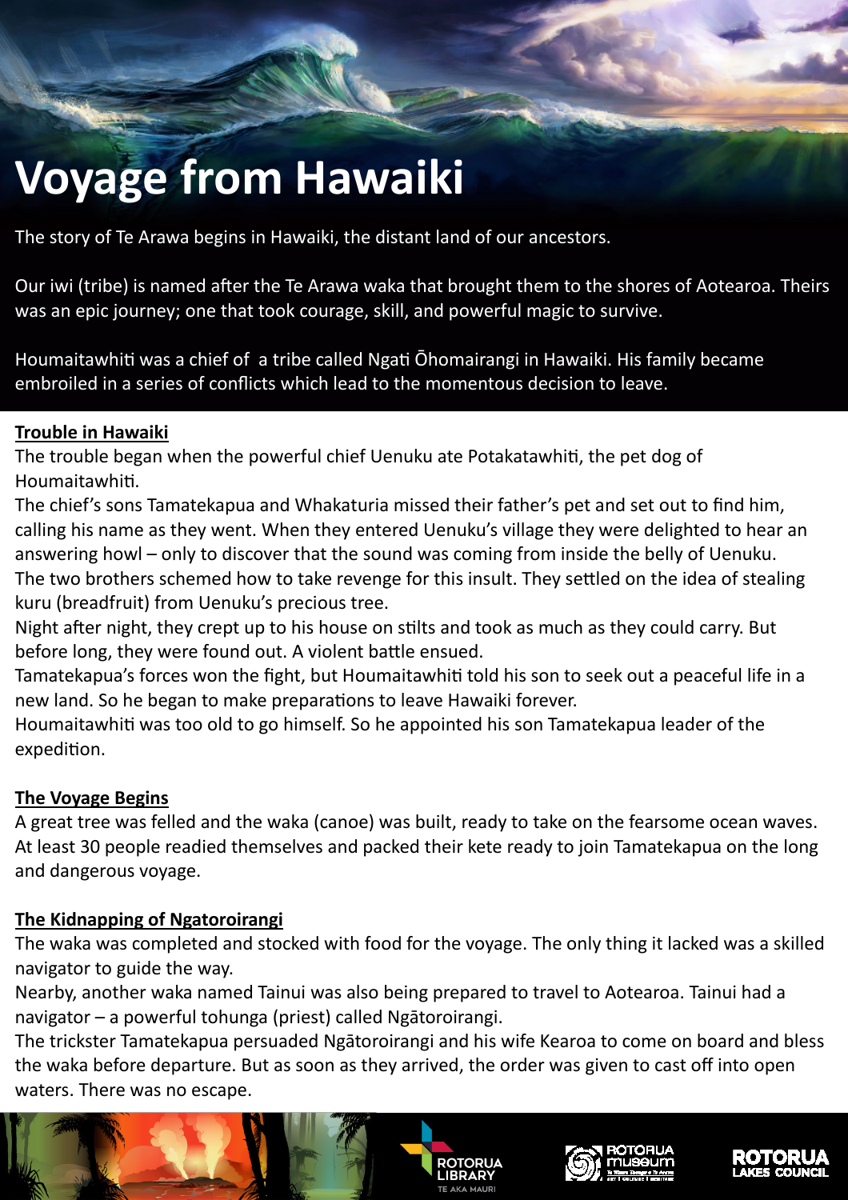# Voyage from Hawaiki

The story of Te Arawa begins in Hawaiki, the distant land of our ancestors.

Our iwi (tribe) is named after the Te Arawa waka that brought them to the shores of Aotearoa. Theirs was an epic journey; one that took courage, skill, and powerful magic to survive.

Houmaitawhiti was a chief of a tribe called Ngati Ōhomairangi in Hawaiki. His family became embroiled in a series of conflicts which lead to the momentous decision to leave.

## Trouble in Hawaiki

The trouble began when the powerful chief Uenuku ate Potakatawhiti, the pet dog of Houmaitawhiti.

The chief's sons Tamatekapua and Whakaturia missed their father's pet and set out to find him, calling his name as they went. When they entered Uenuku's village they were delighted to hear an answering howl – only to discover that the sound was coming from inside the belly of Uenuku.

The two brothers schemed how to take revenge for this insult. They settled on the idea of stealing kuru (breadfruit) from Uenuku's precious tree.

Night after night, they crept up to his house on stilts and took as much as they could carry. But before long, they were found out. A violent battle ensued.

Tamatekapua's forces won the fight, but Houmaitawhiti told his son to seek out a peaceful life in a new land. So he began to make preparations to leave Hawaiki forever.

Houmaitawhiti was too old to go himself. So he appointed his son Tamatekapua leader of the expedition.

## The Voyage Begins

A great tree was felled and the waka (canoe) was built, ready to take on the fearsome ocean waves. At least 30 people readied themselves and packed their kete ready to join Tamatekapua on the long and dangerous voyage.

## The Kidnapping of Ngatoroirangi

The waka was completed and stocked with food for the voyage. The only thing it lacked was a skilled navigator to guide the way.

Nearby, another waka named Tainui was also being prepared to travel to Aotearoa. Tainui had a navigator – a powerful tohunga (priest) called Ngātoroirangi.

The trickster Tamatekapua persuaded Ngātoroirangi and his wife Kearoa to come on board and bless the waka before departure. But as soon as they arrived, the order was given to cast off into open waters. There was no escape.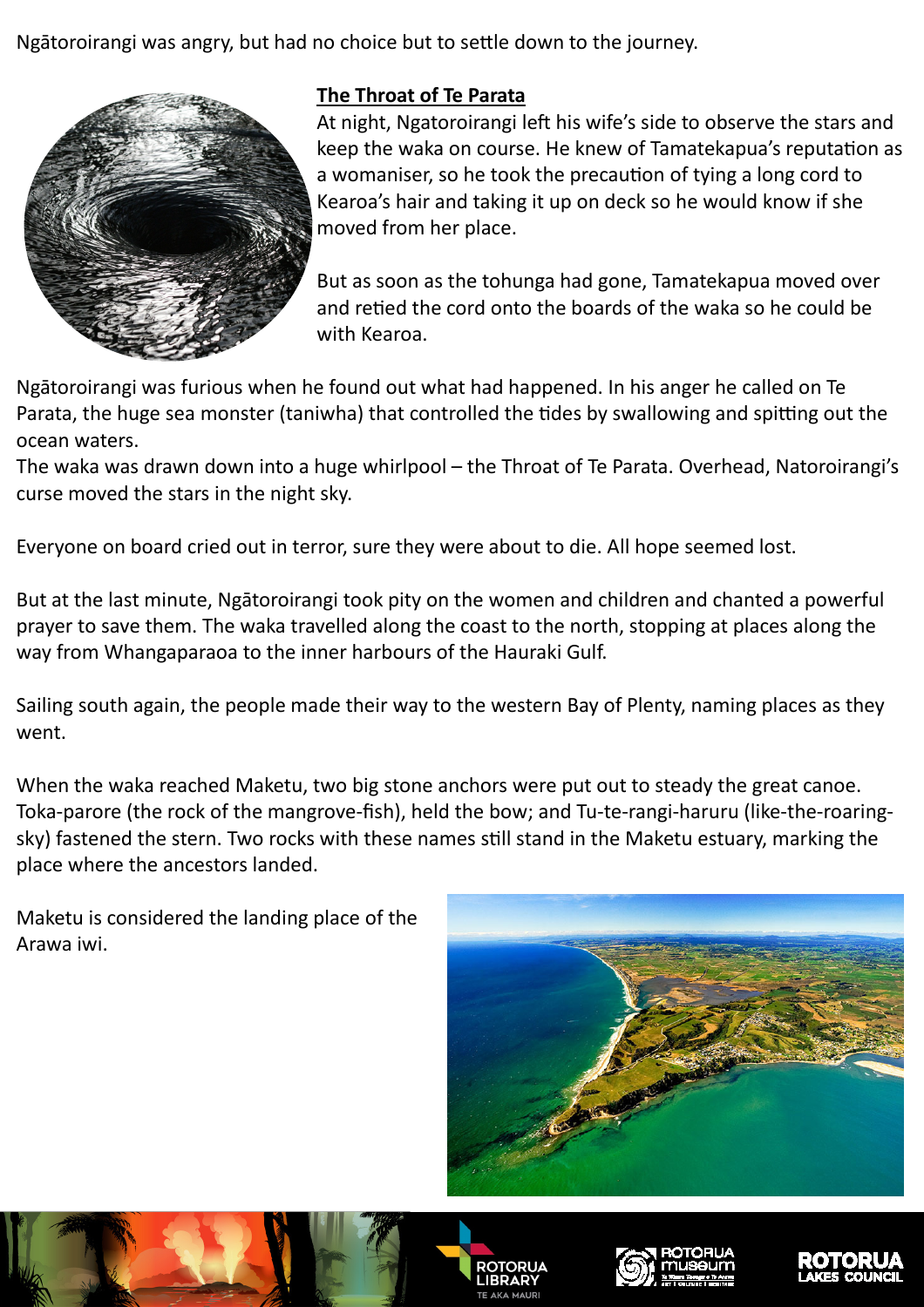Ngātoroirangi was angry, but had no choice but to settle down to the journey.

## The Throat of Te Parata

At night, Ngatoroirangi left his wife's side to observe the stars and keep the waka on course. He knew of Tamatekapua's reputation as a womaniser, so he took the precaution of tying a long cord to Kearoa's hair and taking it up on deck so he would know if she moved from her place.

But as soon as the tohunga had gone, Tamatekapua moved over and retied the cord onto the boards of the waka so he could be with Kearoa.

Ngātoroirangi was furious when he found out what had happened. In his anger he called on Te Parata, the huge sea monster (taniwha) that controlled the tides by swallowing and spitting out the ocean waters.
The waka was drawn down into a huge whirlpool – the Throat of Te Parata. Overhead, Natoroirangi's curse moved the stars in the night sky.

Everyone on board cried out in terror, sure they were about to die. All hope seemed lost.

But at the last minute, Ngātoroirangi took pity on the women and children and chanted a powerful prayer to save them. The waka travelled along the coast to the north, stopping at places along the way from Whangaparaoa to the inner harbours of the Hauraki Gulf.

Sailing south again, the people made their way to the western Bay of Plenty, naming places as they went.

When the waka reached Maketu, two big stone anchors were put out to steady the great canoe. Toka-parore (the rock of the mangrove-fish), held the bow; and Tu-te-rangi-haruru (like-the-roaring-sky) fastened the stern. Two rocks with these names still stand in the Maketu estuary, marking the place where the ancestors landed.

Maketu is considered the landing place of the Arawa iwi.